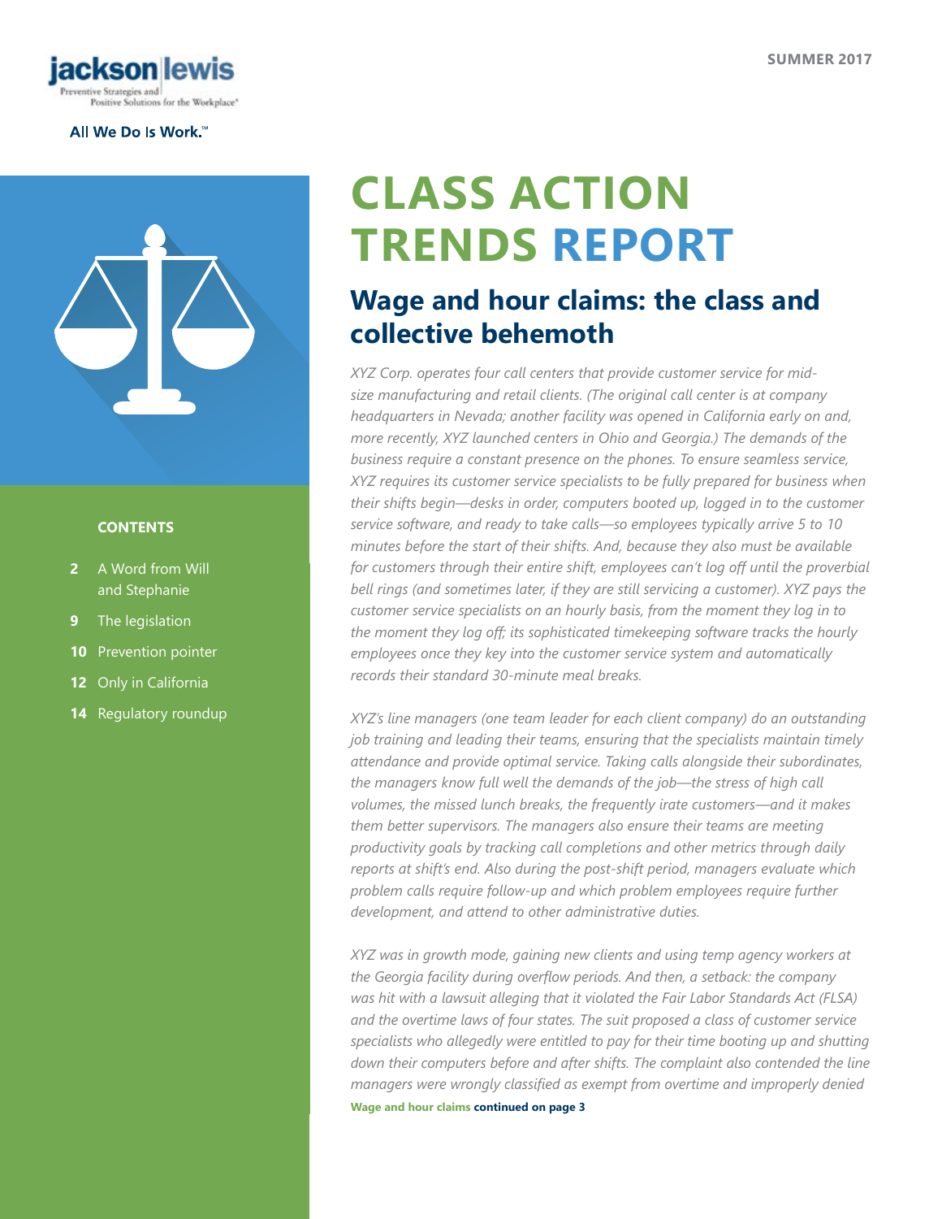jackson|lewis

Preventive Strategies and Positive Solutions for the Workplace®

All We Do Is Work.℠

SUMMER 2017

# CLASS ACTION TRENDS REPORT

**CONTENTS**

- **2** A Word from Will and Stephanie
- **9** The legislation
- **10** Prevention pointer
- **12** Only in California
- **14** Regulatory roundup

## Wage and hour claims: the class and collective behemoth

*XYZ Corp. operates four call centers that provide customer service for mid-size manufacturing and retail clients. (The original call center is at company headquarters in Nevada; another facility was opened in California early on and, more recently, XYZ launched centers in Ohio and Georgia.) The demands of the business require a constant presence on the phones. To ensure seamless service, XYZ requires its customer service specialists to be fully prepared for business when their shifts begin—desks in order, computers booted up, logged in to the customer service software, and ready to take calls—so employees typically arrive 5 to 10 minutes before the start of their shifts. And, because they also must be available for customers through their entire shift, employees can't log off until the proverbial bell rings (and sometimes later, if they are still servicing a customer). XYZ pays the customer service specialists on an hourly basis, from the moment they log in to the moment they log off; its sophisticated timekeeping software tracks the hourly employees once they key into the customer service system and automatically records their standard 30-minute meal breaks.*

*XYZ's line managers (one team leader for each client company) do an outstanding job training and leading their teams, ensuring that the specialists maintain timely attendance and provide optimal service. Taking calls alongside their subordinates, the managers know full well the demands of the job—the stress of high call volumes, the missed lunch breaks, the frequently irate customers—and it makes them better supervisors. The managers also ensure their teams are meeting productivity goals by tracking call completions and other metrics through daily reports at shift's end. Also during the post-shift period, managers evaluate which problem calls require follow-up and which problem employees require further development, and attend to other administrative duties.*

*XYZ was in growth mode, gaining new clients and using temp agency workers at the Georgia facility during overflow periods. And then, a setback: the company was hit with a lawsuit alleging that it violated the Fair Labor Standards Act (FLSA) and the overtime laws of four states. The suit proposed a class of customer service specialists who allegedly were entitled to pay for their time booting up and shutting down their computers before and after shifts. The complaint also contended the line managers were wrongly classified as exempt from overtime and improperly denied*

**Wage and hour claims continued on page 3**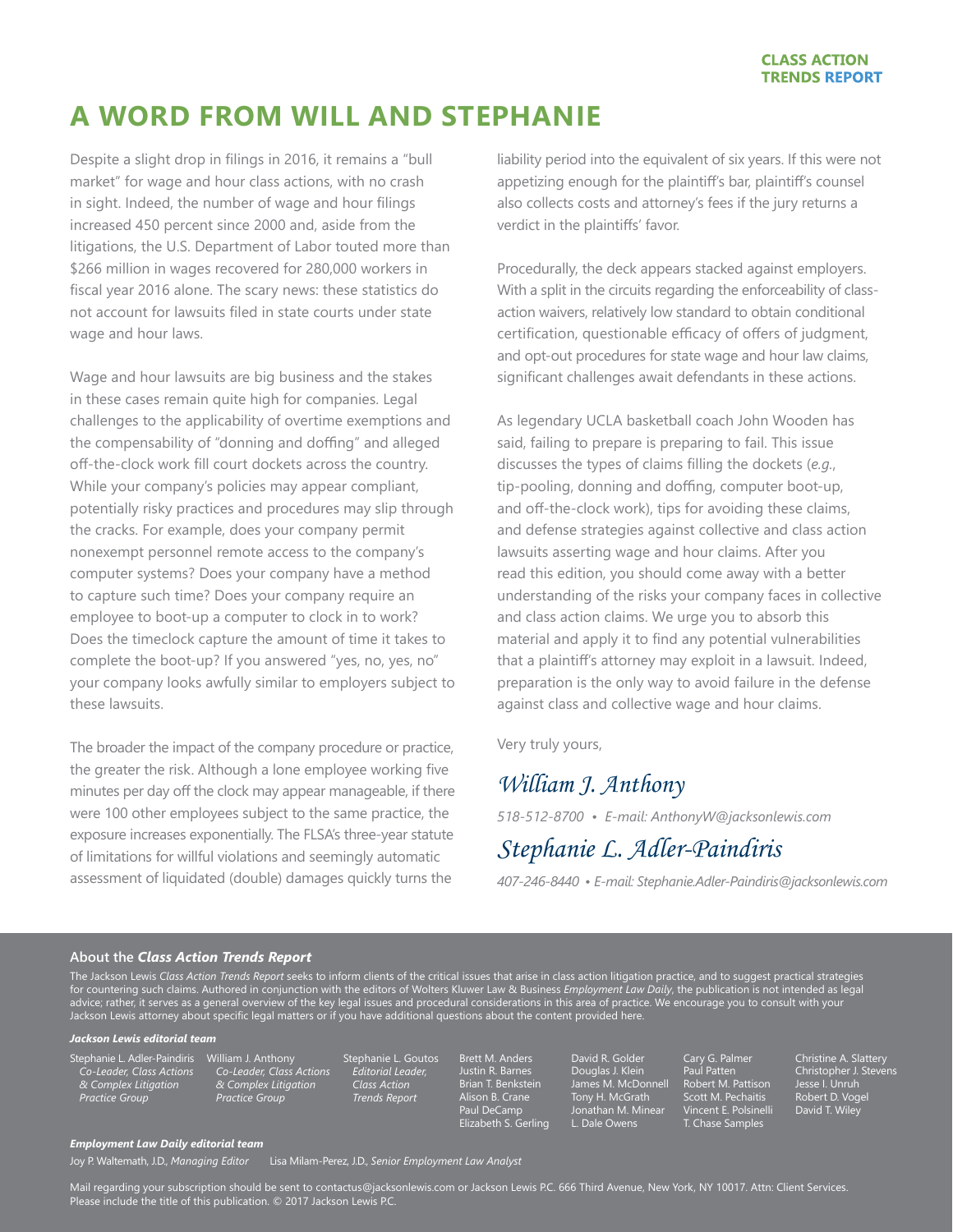# A WORD FROM WILL AND STEPHANIE

Despite a slight drop in filings in 2016, it remains a "bull market" for wage and hour class actions, with no crash in sight. Indeed, the number of wage and hour filings increased 450 percent since 2000 and, aside from the litigations, the U.S. Department of Labor touted more than $266 million in wages recovered for 280,000 workers in fiscal year 2016 alone. The scary news: these statistics do not account for lawsuits filed in state courts under state wage and hour laws.

Wage and hour lawsuits are big business and the stakes in these cases remain quite high for companies. Legal challenges to the applicability of overtime exemptions and the compensability of "donning and doffing" and alleged off-the-clock work fill court dockets across the country. While your company's policies may appear compliant, potentially risky practices and procedures may slip through the cracks. For example, does your company permit nonexempt personnel remote access to the company's computer systems? Does your company have a method to capture such time? Does your company require an employee to boot-up a computer to clock in to work? Does the timeclock capture the amount of time it takes to complete the boot-up? If you answered "yes, no, yes, no" your company looks awfully similar to employers subject to these lawsuits.

The broader the impact of the company procedure or practice, the greater the risk. Although a lone employee working five minutes per day off the clock may appear manageable, if there were 100 other employees subject to the same practice, the exposure increases exponentially. The FLSA's three-year statute of limitations for willful violations and seemingly automatic assessment of liquidated (double) damages quickly turns the liability period into the equivalent of six years. If this were not appetizing enough for the plaintiff's bar, plaintiff's counsel also collects costs and attorney's fees if the jury returns a verdict in the plaintiffs' favor.

Procedurally, the deck appears stacked against employers. With a split in the circuits regarding the enforceability of class-action waivers, relatively low standard to obtain conditional certification, questionable efficacy of offers of judgment, and opt-out procedures for state wage and hour law claims, significant challenges await defendants in these actions.

As legendary UCLA basketball coach John Wooden has said, failing to prepare is preparing to fail. This issue discusses the types of claims filling the dockets (*e.g.*, tip-pooling, donning and doffing, computer boot-up, and off-the-clock work), tips for avoiding these claims, and defense strategies against collective and class action lawsuits asserting wage and hour claims. After you read this edition, you should come away with a better understanding of the risks your company faces in collective and class action claims. We urge you to absorb this material and apply it to find any potential vulnerabilities that a plaintiff's attorney may exploit in a lawsuit. Indeed, preparation is the only way to avoid failure in the defense against class and collective wage and hour claims.

Very truly yours,

*William J. Anthony*

*518-512-8700 • E-mail: AnthonyW@jacksonlewis.com*

*Stephanie L. Adler-Paindiris*

*407-246-8440 • E-mail: Stephanie.Adler-Paindiris@jacksonlewis.com*

**About the *Class Action Trends Report***

The Jackson Lewis *Class Action Trends Report* seeks to inform clients of the critical issues that arise in class action litigation practice, and to suggest practical strategies for countering such claims. Authored in conjunction with the editors of Wolters Kluwer Law & Business *Employment Law Daily*, the publication is not intended as legal advice; rather, it serves as a general overview of the key legal issues and procedural considerations in this area of practice. We encourage you to consult with your Jackson Lewis attorney about specific legal matters or if you have additional questions about the content provided here.

***Jackson Lewis editorial team***

Stephanie L. Adler-Paindiris, *Co-Leader, Class Actions & Complex Litigation Practice Group*
William J. Anthony, *Co-Leader, Class Actions & Complex Litigation Practice Group*
Stephanie L. Goutos, *Editorial Leader, Class Action Trends Report*
Brett M. Anders
Justin R. Barnes
Brian T. Benkstein
Alison B. Crane
Paul DeCamp
Elizabeth S. Gerling
David R. Golder
Douglas J. Klein
James M. McDonnell
Tony H. McGrath
Jonathan M. Minear
L. Dale Owens
Cary G. Palmer
Paul Patten
Robert M. Pattison
Scott M. Pechaitis
Vincent E. Polsinelli
T. Chase Samples
Christine A. Slattery
Christopher J. Stevens
Jesse I. Unruh
Robert D. Vogel
David T. Wiley

***Employment Law Daily editorial team***

Joy P. Waltemath, J.D., *Managing Editor*
Lisa Milam-Perez, J.D., *Senior Employment Law Analyst*

Mail regarding your subscription should be sent to contactus@jacksonlewis.com or Jackson Lewis P.C. 666 Third Avenue, New York, NY 10017. Attn: Client Services. Please include the title of this publication. © 2017 Jackson Lewis P.C.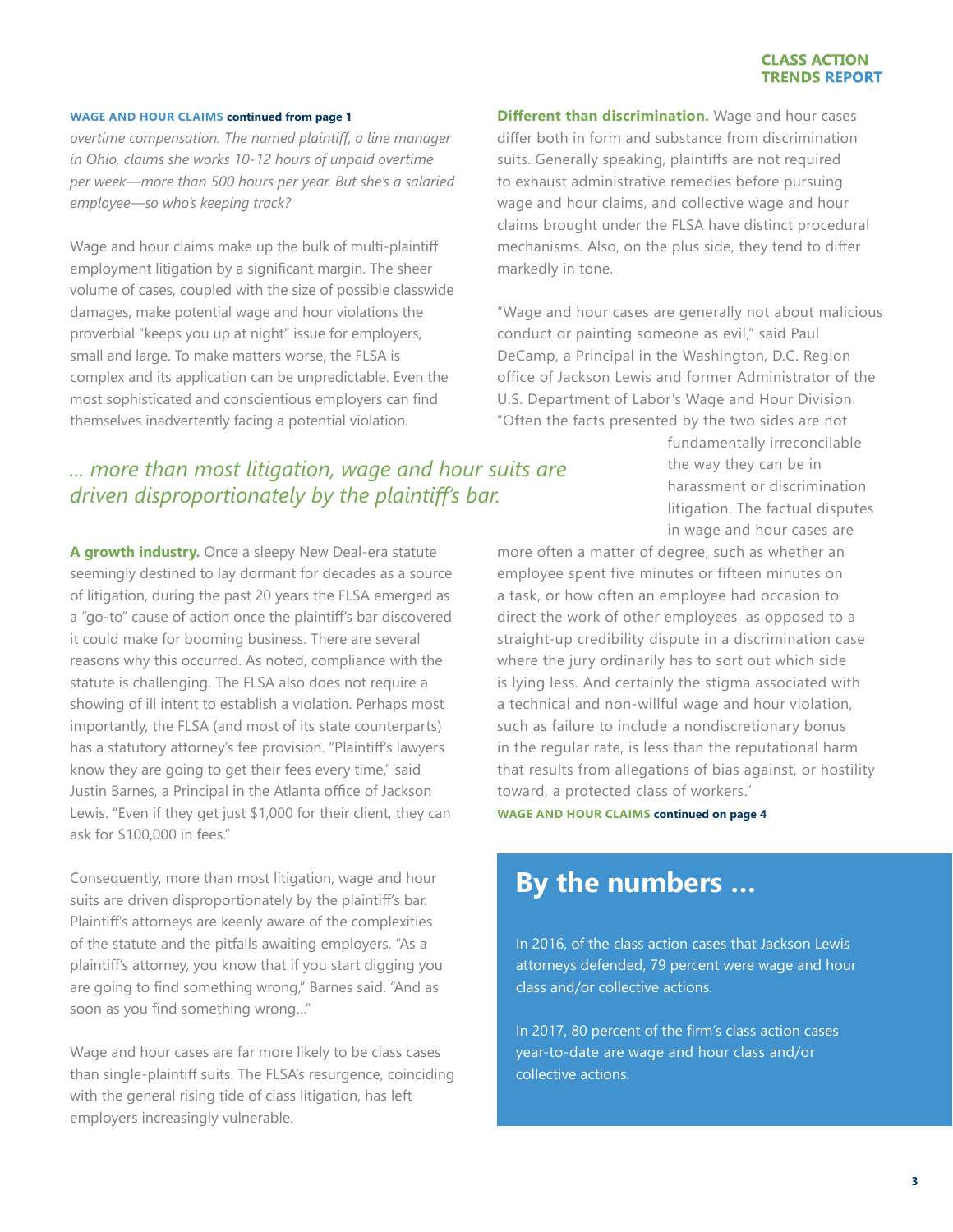**WAGE AND HOUR CLAIMS continued from page 1**

*overtime compensation. The named plaintiff, a line manager in Ohio, claims she works 10-12 hours of unpaid overtime per week—more than 500 hours per year. But she's a salaried employee—so who's keeping track?*

Wage and hour claims make up the bulk of multi-plaintiff employment litigation by a significant margin. The sheer volume of cases, coupled with the size of possible classwide damages, make potential wage and hour violations the proverbial "keeps you up at night" issue for employers, small and large. To make matters worse, the FLSA is complex and its application can be unpredictable. Even the most sophisticated and conscientious employers can find themselves inadvertently facing a potential violation.

*... more than most litigation, wage and hour suits are driven disproportionately by the plaintiff's bar.*

**A growth industry.** Once a sleepy New Deal-era statute seemingly destined to lay dormant for decades as a source of litigation, during the past 20 years the FLSA emerged as a "go-to" cause of action once the plaintiff's bar discovered it could make for booming business. There are several reasons why this occurred. As noted, compliance with the statute is challenging. The FLSA also does not require a showing of ill intent to establish a violation. Perhaps most importantly, the FLSA (and most of its state counterparts) has a statutory attorney's fee provision. "Plaintiff's lawyers know they are going to get their fees every time," said Justin Barnes, a Principal in the Atlanta office of Jackson Lewis. "Even if they get just $1,000 for their client, they can ask for $100,000 in fees."

Consequently, more than most litigation, wage and hour suits are driven disproportionately by the plaintiff's bar. Plaintiff's attorneys are keenly aware of the complexities of the statute and the pitfalls awaiting employers. "As a plaintiff's attorney, you know that if you start digging you are going to find something wrong," Barnes said. "And as soon as you find something wrong..."

Wage and hour cases are far more likely to be class cases than single-plaintiff suits. The FLSA's resurgence, coinciding with the general rising tide of class litigation, has left employers increasingly vulnerable.

**Different than discrimination.** Wage and hour cases differ both in form and substance from discrimination suits. Generally speaking, plaintiffs are not required to exhaust administrative remedies before pursuing wage and hour claims, and collective wage and hour claims brought under the FLSA have distinct procedural mechanisms. Also, on the plus side, they tend to differ markedly in tone.

"Wage and hour cases are generally not about malicious conduct or painting someone as evil," said Paul DeCamp, a Principal in the Washington, D.C. Region office of Jackson Lewis and former Administrator of the U.S. Department of Labor's Wage and Hour Division. "Often the facts presented by the two sides are not fundamentally irreconcilable the way they can be in harassment or discrimination litigation. The factual disputes in wage and hour cases are more often a matter of degree, such as whether an employee spent five minutes or fifteen minutes on a task, or how often an employee had occasion to direct the work of other employees, as opposed to a straight-up credibility dispute in a discrimination case where the jury ordinarily has to sort out which side is lying less. And certainly the stigma associated with a technical and non-willful wage and hour violation, such as failure to include a nondiscretionary bonus in the regular rate, is less than the reputational harm that results from allegations of bias against, or hostility toward, a protected class of workers."

**WAGE AND HOUR CLAIMS continued on page 4**

## By the numbers ...

In 2016, of the class action cases that Jackson Lewis attorneys defended, 79 percent were wage and hour class and/or collective actions.

In 2017, 80 percent of the firm's class action cases year-to-date are wage and hour class and/or collective actions.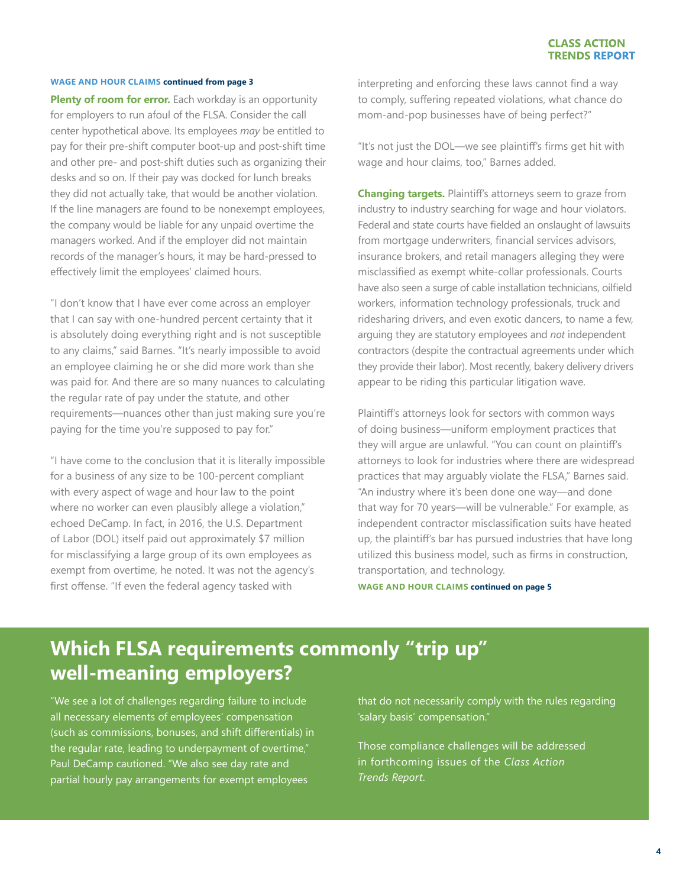**WAGE AND HOUR CLAIMS continued from page 3**

**Plenty of room for error.** Each workday is an opportunity for employers to run afoul of the FLSA. Consider the call center hypothetical above. Its employees *may* be entitled to pay for their pre-shift computer boot-up and post-shift time and other pre- and post-shift duties such as organizing their desks and so on. If their pay was docked for lunch breaks they did not actually take, that would be another violation. If the line managers are found to be nonexempt employees, the company would be liable for any unpaid overtime the managers worked. And if the employer did not maintain records of the manager's hours, it may be hard-pressed to effectively limit the employees' claimed hours.

"I don't know that I have ever come across an employer that I can say with one-hundred percent certainty that it is absolutely doing everything right and is not susceptible to any claims," said Barnes. "It's nearly impossible to avoid an employee claiming he or she did more work than she was paid for. And there are so many nuances to calculating the regular rate of pay under the statute, and other requirements—nuances other than just making sure you're paying for the time you're supposed to pay for."

"I have come to the conclusion that it is literally impossible for a business of any size to be 100-percent compliant with every aspect of wage and hour law to the point where no worker can even plausibly allege a violation," echoed DeCamp. In fact, in 2016, the U.S. Department of Labor (DOL) itself paid out approximately $7 million for misclassifying a large group of its own employees as exempt from overtime, he noted. It was not the agency's first offense. "If even the federal agency tasked with interpreting and enforcing these laws cannot find a way to comply, suffering repeated violations, what chance do mom-and-pop businesses have of being perfect?"

"It's not just the DOL—we see plaintiff's firms get hit with wage and hour claims, too," Barnes added.

**Changing targets.** Plaintiff's attorneys seem to graze from industry to industry searching for wage and hour violators. Federal and state courts have fielded an onslaught of lawsuits from mortgage underwriters, financial services advisors, insurance brokers, and retail managers alleging they were misclassified as exempt white-collar professionals. Courts have also seen a surge of cable installation technicians, oilfield workers, information technology professionals, truck and ridesharing drivers, and even exotic dancers, to name a few, arguing they are statutory employees and *not* independent contractors (despite the contractual agreements under which they provide their labor). Most recently, bakery delivery drivers appear to be riding this particular litigation wave.

Plaintiff's attorneys look for sectors with common ways of doing business—uniform employment practices that they will argue are unlawful. "You can count on plaintiff's attorneys to look for industries where there are widespread practices that may arguably violate the FLSA," Barnes said. "An industry where it's been done one way—and done that way for 70 years—will be vulnerable." For example, as independent contractor misclassification suits have heated up, the plaintiff's bar has pursued industries that have long utilized this business model, such as firms in construction, transportation, and technology.

**WAGE AND HOUR CLAIMS continued on page 5**

## Which FLSA requirements commonly "trip up" well-meaning employers?

"We see a lot of challenges regarding failure to include all necessary elements of employees' compensation (such as commissions, bonuses, and shift differentials) in the regular rate, leading to underpayment of overtime," Paul DeCamp cautioned. "We also see day rate and partial hourly pay arrangements for exempt employees that do not necessarily comply with the rules regarding 'salary basis' compensation."

Those compliance challenges will be addressed in forthcoming issues of the *Class Action Trends Report*.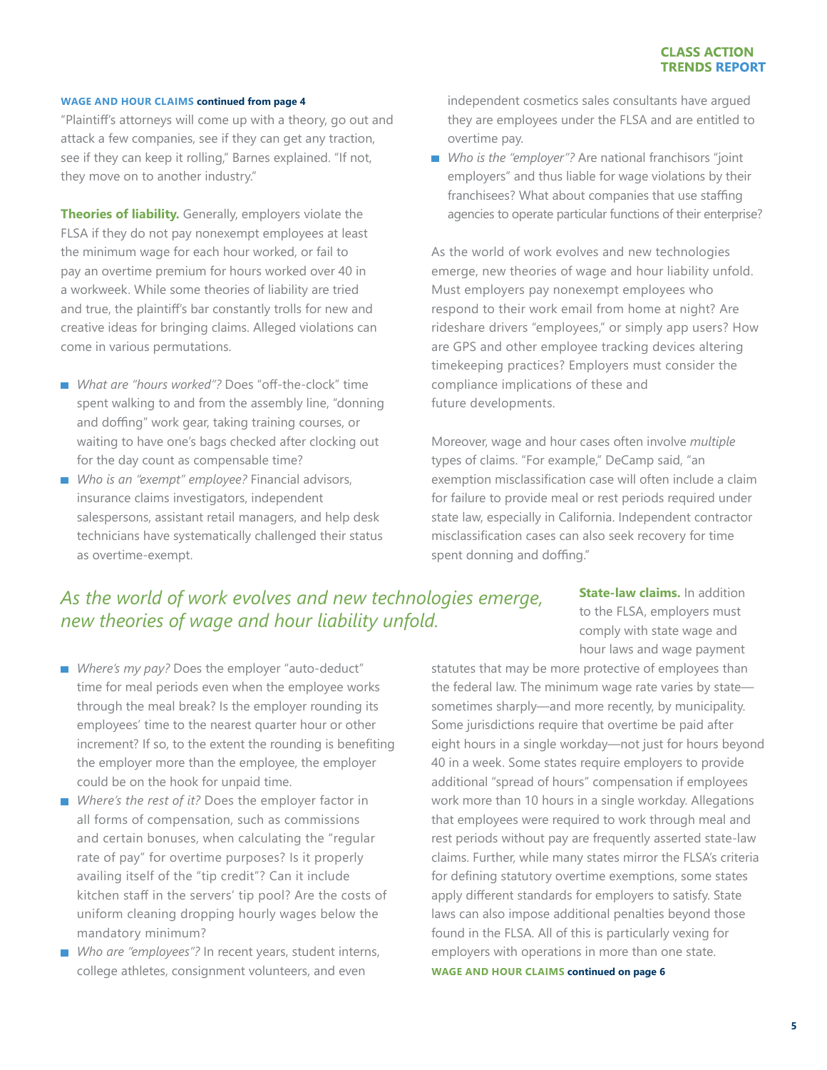**WAGE AND HOUR CLAIMS continued from page 4**

"Plaintiff's attorneys will come up with a theory, go out and attack a few companies, see if they can get any traction, see if they can keep it rolling," Barnes explained. "If not, they move on to another industry."

**Theories of liability.** Generally, employers violate the FLSA if they do not pay nonexempt employees at least the minimum wage for each hour worked, or fail to pay an overtime premium for hours worked over 40 in a workweek. While some theories of liability are tried and true, the plaintiff's bar constantly trolls for new and creative ideas for bringing claims. Alleged violations can come in various permutations.

- *What are "hours worked"?* Does "off-the-clock" time spent walking to and from the assembly line, "donning and doffing" work gear, taking training courses, or waiting to have one's bags checked after clocking out for the day count as compensable time?
- *Who is an "exempt" employee?* Financial advisors, insurance claims investigators, independent salespersons, assistant retail managers, and help desk technicians have systematically challenged their status as overtime-exempt.
- *Where's my pay?* Does the employer "auto-deduct" time for meal periods even when the employee works through the meal break? Is the employer rounding its employees' time to the nearest quarter hour or other increment? If so, to the extent the rounding is benefiting the employer more than the employee, the employer could be on the hook for unpaid time.
- *Where's the rest of it?* Does the employer factor in all forms of compensation, such as commissions and certain bonuses, when calculating the "regular rate of pay" for overtime purposes? Is it properly availing itself of the "tip credit"? Can it include kitchen staff in the servers' tip pool? Are the costs of uniform cleaning dropping hourly wages below the mandatory minimum?
- *Who are "employees"?* In recent years, student interns, college athletes, consignment volunteers, and even independent cosmetics sales consultants have argued they are employees under the FLSA and are entitled to overtime pay.
- *Who is the "employer"?* Are national franchisors "joint employers" and thus liable for wage violations by their franchisees? What about companies that use staffing agencies to operate particular functions of their enterprise?

As the world of work evolves and new technologies emerge, new theories of wage and hour liability unfold. Must employers pay nonexempt employees who respond to their work email from home at night? Are rideshare drivers "employees," or simply app users? How are GPS and other employee tracking devices altering timekeeping practices? Employers must consider the compliance implications of these and future developments.

Moreover, wage and hour cases often involve *multiple* types of claims. "For example," DeCamp said, "an exemption misclassification case will often include a claim for failure to provide meal or rest periods required under state law, especially in California. Independent contractor misclassification cases can also seek recovery for time spent donning and doffing."

*As the world of work evolves and new technologies emerge, new theories of wage and hour liability unfold.*

**State-law claims.** In addition to the FLSA, employers must comply with state wage and hour laws and wage payment statutes that may be more protective of employees than the federal law. The minimum wage rate varies by state—sometimes sharply—and more recently, by municipality. Some jurisdictions require that overtime be paid after eight hours in a single workday—not just for hours beyond 40 in a week. Some states require employers to provide additional "spread of hours" compensation if employees work more than 10 hours in a single workday. Allegations that employees were required to work through meal and rest periods without pay are frequently asserted state-law claims. Further, while many states mirror the FLSA's criteria for defining statutory overtime exemptions, some states apply different standards for employers to satisfy. State laws can also impose additional penalties beyond those found in the FLSA. All of this is particularly vexing for employers with operations in more than one state.

**WAGE AND HOUR CLAIMS continued on page 6**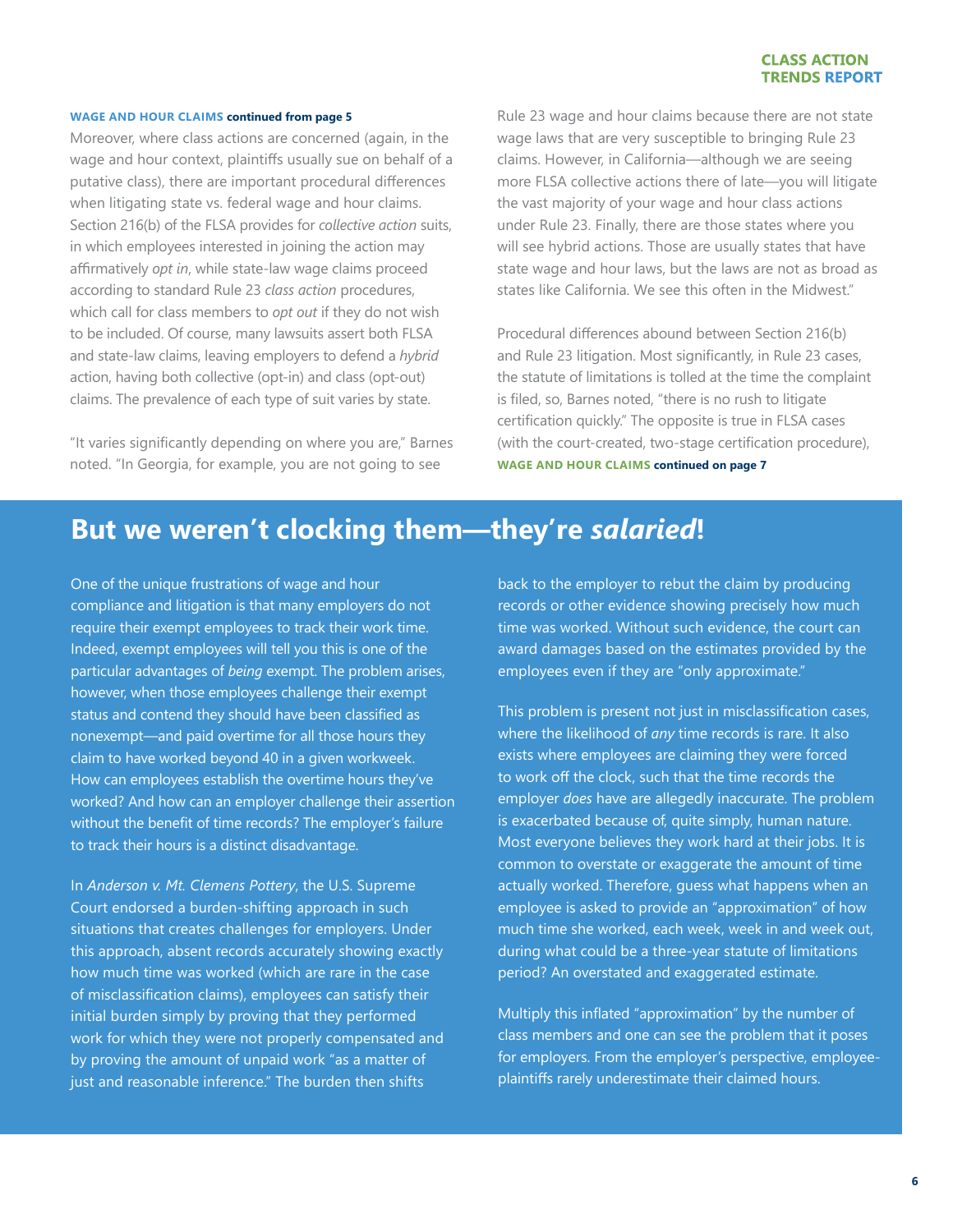**WAGE AND HOUR CLAIMS continued from page 5**

Moreover, where class actions are concerned (again, in the wage and hour context, plaintiffs usually sue on behalf of a putative class), there are important procedural differences when litigating state vs. federal wage and hour claims. Section 216(b) of the FLSA provides for *collective action* suits, in which employees interested in joining the action may affirmatively *opt in*, while state-law wage claims proceed according to standard Rule 23 *class action* procedures, which call for class members to *opt out* if they do not wish to be included. Of course, many lawsuits assert both FLSA and state-law claims, leaving employers to defend a *hybrid* action, having both collective (opt-in) and class (opt-out) claims. The prevalence of each type of suit varies by state.

"It varies significantly depending on where you are," Barnes noted. "In Georgia, for example, you are not going to see Rule 23 wage and hour claims because there are not state wage laws that are very susceptible to bringing Rule 23 claims. However, in California—although we are seeing more FLSA collective actions there of late—you will litigate the vast majority of your wage and hour class actions under Rule 23. Finally, there are those states where you will see hybrid actions. Those are usually states that have state wage and hour laws, but the laws are not as broad as states like California. We see this often in the Midwest."

Procedural differences abound between Section 216(b) and Rule 23 litigation. Most significantly, in Rule 23 cases, the statute of limitations is tolled at the time the complaint is filed, so, Barnes noted, "there is no rush to litigate certification quickly." The opposite is true in FLSA cases (with the court-created, two-stage certification procedure),

**WAGE AND HOUR CLAIMS continued on page 7**

## But we weren't clocking them—they're *salaried*!

One of the unique frustrations of wage and hour compliance and litigation is that many employers do not require their exempt employees to track their work time. Indeed, exempt employees will tell you this is one of the particular advantages of *being* exempt. The problem arises, however, when those employees challenge their exempt status and contend they should have been classified as nonexempt—and paid overtime for all those hours they claim to have worked beyond 40 in a given workweek. How can employees establish the overtime hours they've worked? And how can an employer challenge their assertion without the benefit of time records? The employer's failure to track their hours is a distinct disadvantage.

In *Anderson v. Mt. Clemens Pottery*, the U.S. Supreme Court endorsed a burden-shifting approach in such situations that creates challenges for employers. Under this approach, absent records accurately showing exactly how much time was worked (which are rare in the case of misclassification claims), employees can satisfy their initial burden simply by proving that they performed work for which they were not properly compensated and by proving the amount of unpaid work "as a matter of just and reasonable inference." The burden then shifts back to the employer to rebut the claim by producing records or other evidence showing precisely how much time was worked. Without such evidence, the court can award damages based on the estimates provided by the employees even if they are "only approximate."

This problem is present not just in misclassification cases, where the likelihood of *any* time records is rare. It also exists where employees are claiming they were forced to work off the clock, such that the time records the employer *does* have are allegedly inaccurate. The problem is exacerbated because of, quite simply, human nature. Most everyone believes they work hard at their jobs. It is common to overstate or exaggerate the amount of time actually worked. Therefore, guess what happens when an employee is asked to provide an "approximation" of how much time she worked, each week, week in and week out, during what could be a three-year statute of limitations period? An overstated and exaggerated estimate.

Multiply this inflated "approximation" by the number of class members and one can see the problem that it poses for employers. From the employer's perspective, employee-plaintiffs rarely underestimate their claimed hours.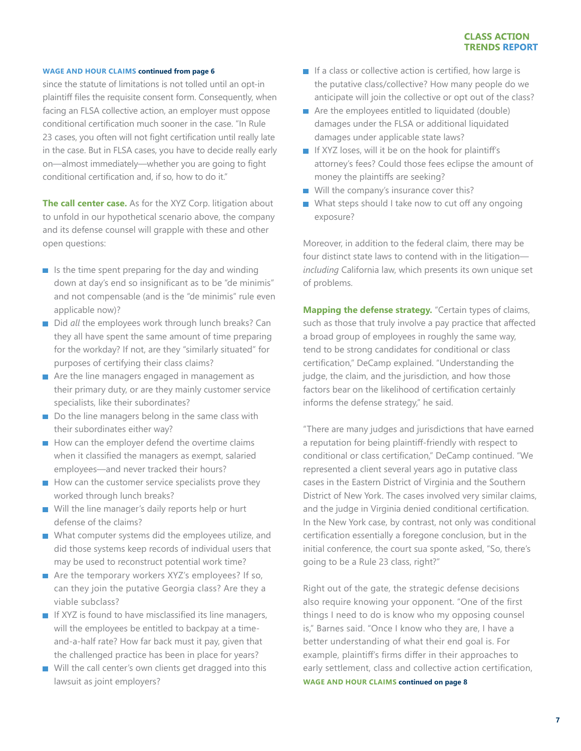**WAGE AND HOUR CLAIMS continued from page 6**

since the statute of limitations is not tolled until an opt-in plaintiff files the requisite consent form. Consequently, when facing an FLSA collective action, an employer must oppose conditional certification much sooner in the case. "In Rule 23 cases, you often will not fight certification until really late in the case. But in FLSA cases, you have to decide really early on—almost immediately—whether you are going to fight conditional certification and, if so, how to do it."

**The call center case.** As for the XYZ Corp. litigation about to unfold in our hypothetical scenario above, the company and its defense counsel will grapple with these and other open questions:

- Is the time spent preparing for the day and winding down at day's end so insignificant as to be "de minimis" and not compensable (and is the "de minimis" rule even applicable now)?
- Did *all* the employees work through lunch breaks? Can they all have spent the same amount of time preparing for the workday? If not, are they "similarly situated" for purposes of certifying their class claims?
- Are the line managers engaged in management as their primary duty, or are they mainly customer service specialists, like their subordinates?
- Do the line managers belong in the same class with their subordinates either way?
- How can the employer defend the overtime claims when it classified the managers as exempt, salaried employees—and never tracked their hours?
- How can the customer service specialists prove they worked through lunch breaks?
- Will the line manager's daily reports help or hurt defense of the claims?
- What computer systems did the employees utilize, and did those systems keep records of individual users that may be used to reconstruct potential work time?
- Are the temporary workers XYZ's employees? If so, can they join the putative Georgia class? Are they a viable subclass?
- If XYZ is found to have misclassified its line managers, will the employees be entitled to backpay at a time-and-a-half rate? How far back must it pay, given that the challenged practice has been in place for years?
- Will the call center's own clients get dragged into this lawsuit as joint employers?
- If a class or collective action is certified, how large is the putative class/collective? How many people do we anticipate will join the collective or opt out of the class?
- Are the employees entitled to liquidated (double) damages under the FLSA or additional liquidated damages under applicable state laws?
- If XYZ loses, will it be on the hook for plaintiff's attorney's fees? Could those fees eclipse the amount of money the plaintiffs are seeking?
- Will the company's insurance cover this?
- What steps should I take now to cut off any ongoing exposure?

Moreover, in addition to the federal claim, there may be four distinct state laws to contend with in the litigation—*including* California law, which presents its own unique set of problems.

**Mapping the defense strategy.** "Certain types of claims, such as those that truly involve a pay practice that affected a broad group of employees in roughly the same way, tend to be strong candidates for conditional or class certification," DeCamp explained. "Understanding the judge, the claim, and the jurisdiction, and how those factors bear on the likelihood of certification certainly informs the defense strategy," he said.

"There are many judges and jurisdictions that have earned a reputation for being plaintiff-friendly with respect to conditional or class certification," DeCamp continued. "We represented a client several years ago in putative class cases in the Eastern District of Virginia and the Southern District of New York. The cases involved very similar claims, and the judge in Virginia denied conditional certification. In the New York case, by contrast, not only was conditional certification essentially a foregone conclusion, but in the initial conference, the court sua sponte asked, "So, there's going to be a Rule 23 class, right?"

Right out of the gate, the strategic defense decisions also require knowing your opponent. "One of the first things I need to do is know who my opposing counsel is," Barnes said. "Once I know who they are, I have a better understanding of what their end goal is. For example, plaintiff's firms differ in their approaches to early settlement, class and collective action certification,

**WAGE AND HOUR CLAIMS continued on page 8**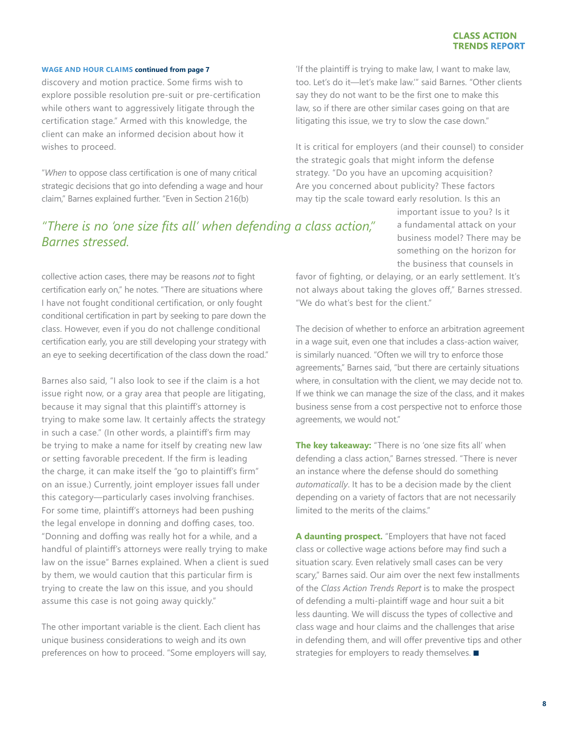**WAGE AND HOUR CLAIMS continued from page 7**

discovery and motion practice. Some firms wish to explore possible resolution pre-suit or pre-certification while others want to aggressively litigate through the certification stage." Armed with this knowledge, the client can make an informed decision about how it wishes to proceed.

"*When* to oppose class certification is one of many critical strategic decisions that go into defending a wage and hour claim," Barnes explained further. "Even in Section 216(b) collective action cases, there may be reasons *not* to fight certification early on," he notes. "There are situations where I have not fought conditional certification, or only fought conditional certification in part by seeking to pare down the class. However, even if you do not challenge conditional certification early, you are still developing your strategy with an eye to seeking decertification of the class down the road."

Barnes also said, "I also look to see if the claim is a hot issue right now, or a gray area that people are litigating, because it may signal that this plaintiff's attorney is trying to make some law. It certainly affects the strategy in such a case." (In other words, a plaintiff's firm may be trying to make a name for itself by creating new law or setting favorable precedent. If the firm is leading the charge, it can make itself the "go to plaintiff's firm" on an issue.) Currently, joint employer issues fall under this category—particularly cases involving franchises. For some time, plaintiff's attorneys had been pushing the legal envelope in donning and doffing cases, too. "Donning and doffing was really hot for a while, and a handful of plaintiff's attorneys were really trying to make law on the issue" Barnes explained. When a client is sued by them, we would caution that this particular firm is trying to create the law on this issue, and you should assume this case is not going away quickly."

The other important variable is the client. Each client has unique business considerations to weigh and its own preferences on how to proceed. "Some employers will say, 'If the plaintiff is trying to make law, I want to make law, too. Let's do it—let's make law.'" said Barnes. "Other clients say they do not want to be the first one to make this law, so if there are other similar cases going on that are litigating this issue, we try to slow the case down."

It is critical for employers (and their counsel) to consider the strategic goals that might inform the defense strategy. "Do you have an upcoming acquisition? Are you concerned about publicity? These factors may tip the scale toward early resolution. Is this an important issue to you? Is it a fundamental attack on your business model? There may be something on the horizon for the business that counsels in favor of fighting, or delaying, or an early settlement. It's not always about taking the gloves off," Barnes stressed. "We do what's best for the client."

> *"There is no 'one size fits all' when defending a class action," Barnes stressed.*

The decision of whether to enforce an arbitration agreement in a wage suit, even one that includes a class-action waiver, is similarly nuanced. "Often we will try to enforce those agreements," Barnes said, "but there are certainly situations where, in consultation with the client, we may decide not to. If we think we can manage the size of the class, and it makes business sense from a cost perspective not to enforce those agreements, we would not."

**The key takeaway:** "There is no 'one size fits all' when defending a class action," Barnes stressed. "There is never an instance where the defense should do something *automatically*. It has to be a decision made by the client depending on a variety of factors that are not necessarily limited to the merits of the claims."

**A daunting prospect.** "Employers that have not faced class or collective wage actions before may find such a situation scary. Even relatively small cases can be very scary," Barnes said. Our aim over the next few installments of the *Class Action Trends Report* is to make the prospect of defending a multi-plaintiff wage and hour suit a bit less daunting. We will discuss the types of collective and class wage and hour claims and the challenges that arise in defending them, and will offer preventive tips and other strategies for employers to ready themselves. ■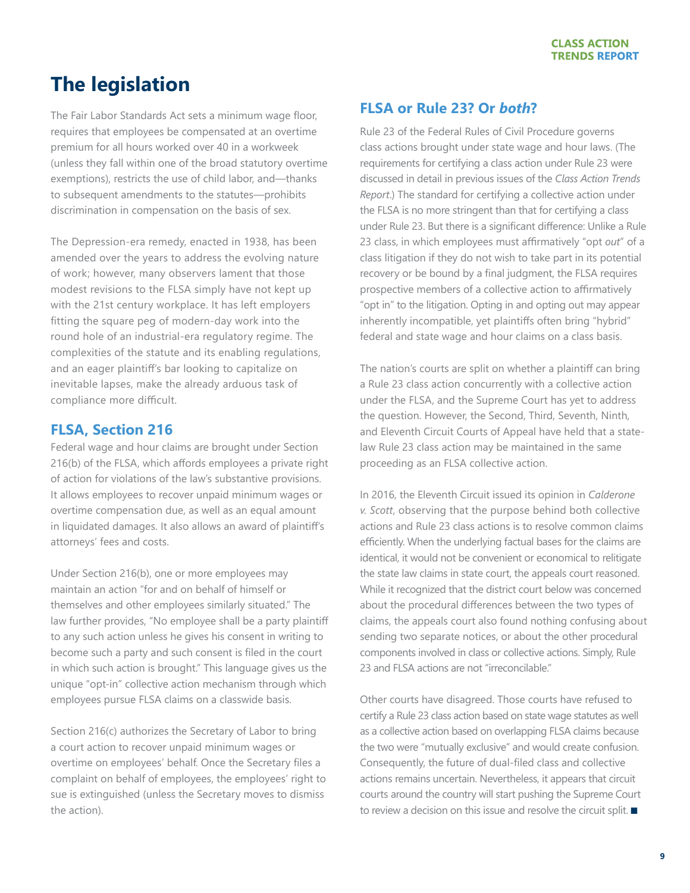# The legislation

The Fair Labor Standards Act sets a minimum wage floor, requires that employees be compensated at an overtime premium for all hours worked over 40 in a workweek (unless they fall within one of the broad statutory overtime exemptions), restricts the use of child labor, and—thanks to subsequent amendments to the statutes—prohibits discrimination in compensation on the basis of sex.

The Depression-era remedy, enacted in 1938, has been amended over the years to address the evolving nature of work; however, many observers lament that those modest revisions to the FLSA simply have not kept up with the 21st century workplace. It has left employers fitting the square peg of modern-day work into the round hole of an industrial-era regulatory regime. The complexities of the statute and its enabling regulations, and an eager plaintiff's bar looking to capitalize on inevitable lapses, make the already arduous task of compliance more difficult.

## FLSA, Section 216

Federal wage and hour claims are brought under Section 216(b) of the FLSA, which affords employees a private right of action for violations of the law's substantive provisions. It allows employees to recover unpaid minimum wages or overtime compensation due, as well as an equal amount in liquidated damages. It also allows an award of plaintiff's attorneys' fees and costs.

Under Section 216(b), one or more employees may maintain an action "for and on behalf of himself or themselves and other employees similarly situated." The law further provides, "No employee shall be a party plaintiff to any such action unless he gives his consent in writing to become such a party and such consent is filed in the court in which such action is brought." This language gives us the unique "opt-in" collective action mechanism through which employees pursue FLSA claims on a classwide basis.

Section 216(c) authorizes the Secretary of Labor to bring a court action to recover unpaid minimum wages or overtime on employees' behalf. Once the Secretary files a complaint on behalf of employees, the employees' right to sue is extinguished (unless the Secretary moves to dismiss the action).

## FLSA or Rule 23? Or *both*?

Rule 23 of the Federal Rules of Civil Procedure governs class actions brought under state wage and hour laws. (The requirements for certifying a class action under Rule 23 were discussed in detail in previous issues of the *Class Action Trends Report*.) The standard for certifying a collective action under the FLSA is no more stringent than that for certifying a class under Rule 23. But there is a significant difference: Unlike a Rule 23 class, in which employees must affirmatively "opt *out*" of a class litigation if they do not wish to take part in its potential recovery or be bound by a final judgment, the FLSA requires prospective members of a collective action to affirmatively "opt in" to the litigation. Opting in and opting out may appear inherently incompatible, yet plaintiffs often bring "hybrid" federal and state wage and hour claims on a class basis.

The nation's courts are split on whether a plaintiff can bring a Rule 23 class action concurrently with a collective action under the FLSA, and the Supreme Court has yet to address the question. However, the Second, Third, Seventh, Ninth, and Eleventh Circuit Courts of Appeal have held that a state-law Rule 23 class action may be maintained in the same proceeding as an FLSA collective action.

In 2016, the Eleventh Circuit issued its opinion in *Calderone v. Scott*, observing that the purpose behind both collective actions and Rule 23 class actions is to resolve common claims efficiently. When the underlying factual bases for the claims are identical, it would not be convenient or economical to relitigate the state law claims in state court, the appeals court reasoned. While it recognized that the district court below was concerned about the procedural differences between the two types of claims, the appeals court also found nothing confusing about sending two separate notices, or about the other procedural components involved in class or collective actions. Simply, Rule 23 and FLSA actions are not "irreconcilable."

Other courts have disagreed. Those courts have refused to certify a Rule 23 class action based on state wage statutes as well as a collective action based on overlapping FLSA claims because the two were "mutually exclusive" and would create confusion. Consequently, the future of dual-filed class and collective actions remains uncertain. Nevertheless, it appears that circuit courts around the country will start pushing the Supreme Court to review a decision on this issue and resolve the circuit split. ■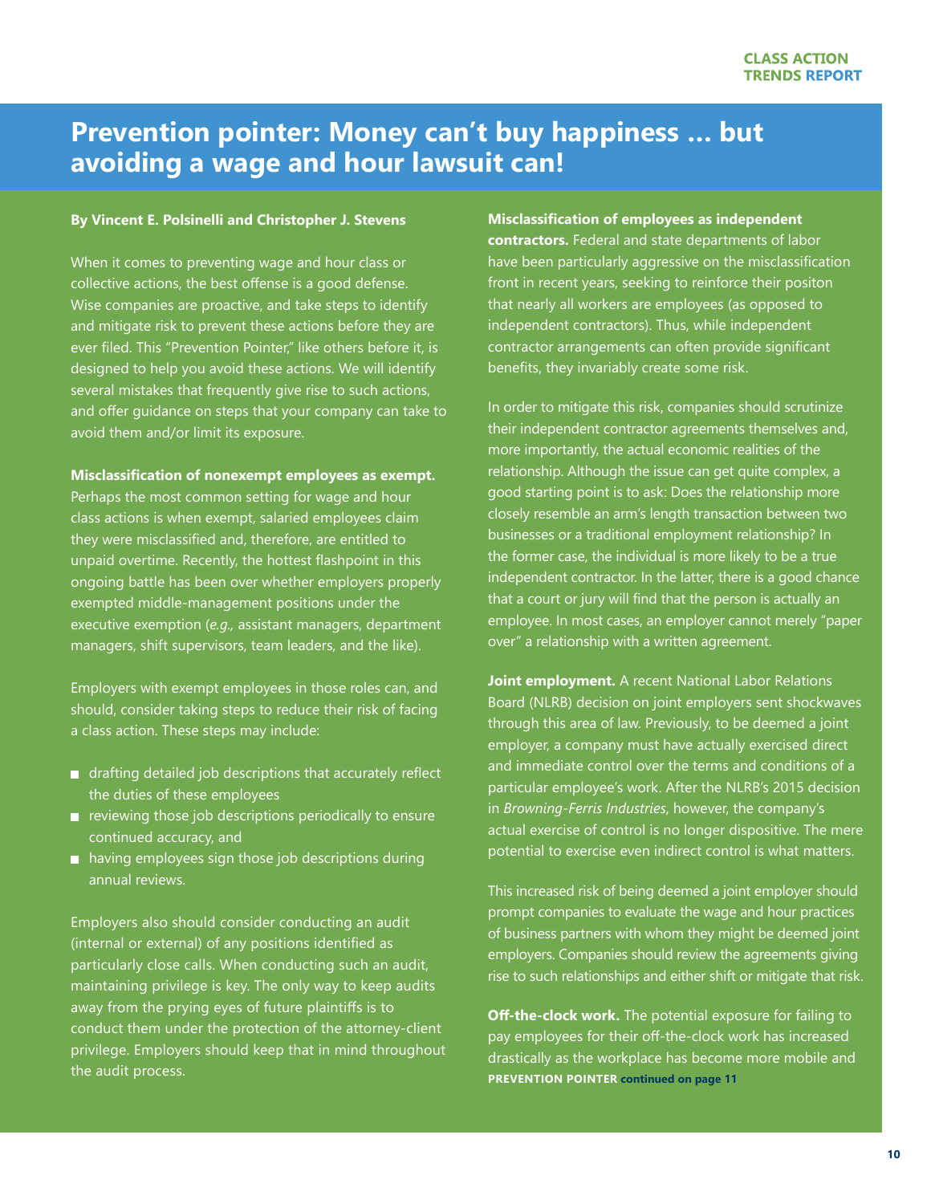# Prevention pointer: Money can't buy happiness ... but avoiding a wage and hour lawsuit can!

**By Vincent E. Polsinelli and Christopher J. Stevens**

When it comes to preventing wage and hour class or collective actions, the best offense is a good defense. Wise companies are proactive, and take steps to identify and mitigate risk to prevent these actions before they are ever filed. This "Prevention Pointer," like others before it, is designed to help you avoid these actions. We will identify several mistakes that frequently give rise to such actions, and offer guidance on steps that your company can take to avoid them and/or limit its exposure.

**Misclassification of nonexempt employees as exempt.** Perhaps the most common setting for wage and hour class actions is when exempt, salaried employees claim they were misclassified and, therefore, are entitled to unpaid overtime. Recently, the hottest flashpoint in this ongoing battle has been over whether employers properly exempted middle-management positions under the executive exemption (*e.g.,* assistant managers, department managers, shift supervisors, team leaders, and the like).

Employers with exempt employees in those roles can, and should, consider taking steps to reduce their risk of facing a class action. These steps may include:

- drafting detailed job descriptions that accurately reflect the duties of these employees
- reviewing those job descriptions periodically to ensure continued accuracy, and
- having employees sign those job descriptions during annual reviews.

Employers also should consider conducting an audit (internal or external) of any positions identified as particularly close calls. When conducting such an audit, maintaining privilege is key. The only way to keep audits away from the prying eyes of future plaintiffs is to conduct them under the protection of the attorney-client privilege. Employers should keep that in mind throughout the audit process.

**Misclassification of employees as independent contractors.** Federal and state departments of labor have been particularly aggressive on the misclassification front in recent years, seeking to reinforce their positon that nearly all workers are employees (as opposed to independent contractors). Thus, while independent contractor arrangements can often provide significant benefits, they invariably create some risk.

In order to mitigate this risk, companies should scrutinize their independent contractor agreements themselves and, more importantly, the actual economic realities of the relationship. Although the issue can get quite complex, a good starting point is to ask: Does the relationship more closely resemble an arm's length transaction between two businesses or a traditional employment relationship? In the former case, the individual is more likely to be a true independent contractor. In the latter, there is a good chance that a court or jury will find that the person is actually an employee. In most cases, an employer cannot merely "paper over" a relationship with a written agreement.

**Joint employment.** A recent National Labor Relations Board (NLRB) decision on joint employers sent shockwaves through this area of law. Previously, to be deemed a joint employer, a company must have actually exercised direct and immediate control over the terms and conditions of a particular employee's work. After the NLRB's 2015 decision in *Browning-Ferris Industries*, however, the company's actual exercise of control is no longer dispositive. The mere potential to exercise even indirect control is what matters.

This increased risk of being deemed a joint employer should prompt companies to evaluate the wage and hour practices of business partners with whom they might be deemed joint employers. Companies should review the agreements giving rise to such relationships and either shift or mitigate that risk.

**Off-the-clock work.** The potential exposure for failing to pay employees for their off-the-clock work has increased drastically as the workplace has become more mobile and

**PREVENTION POINTER continued on page 11**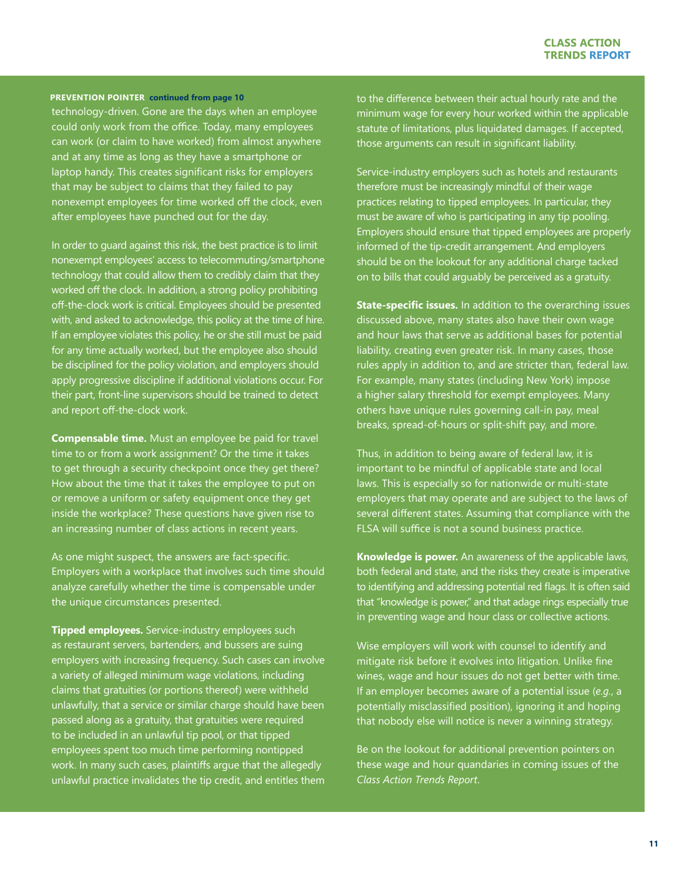**PREVENTION POINTER** continued from page 10

technology-driven. Gone are the days when an employee could only work from the office. Today, many employees can work (or claim to have worked) from almost anywhere and at any time as long as they have a smartphone or laptop handy. This creates significant risks for employers that may be subject to claims that they failed to pay nonexempt employees for time worked off the clock, even after employees have punched out for the day.

In order to guard against this risk, the best practice is to limit nonexempt employees' access to telecommuting/smartphone technology that could allow them to credibly claim that they worked off the clock. In addition, a strong policy prohibiting off-the-clock work is critical. Employees should be presented with, and asked to acknowledge, this policy at the time of hire. If an employee violates this policy, he or she still must be paid for any time actually worked, but the employee also should be disciplined for the policy violation, and employers should apply progressive discipline if additional violations occur. For their part, front-line supervisors should be trained to detect and report off-the-clock work.

**Compensable time.** Must an employee be paid for travel time to or from a work assignment? Or the time it takes to get through a security checkpoint once they get there? How about the time that it takes the employee to put on or remove a uniform or safety equipment once they get inside the workplace? These questions have given rise to an increasing number of class actions in recent years.

As one might suspect, the answers are fact-specific. Employers with a workplace that involves such time should analyze carefully whether the time is compensable under the unique circumstances presented.

**Tipped employees.** Service-industry employees such as restaurant servers, bartenders, and bussers are suing employers with increasing frequency. Such cases can involve a variety of alleged minimum wage violations, including claims that gratuities (or portions thereof) were withheld unlawfully, that a service or similar charge should have been passed along as a gratuity, that gratuities were required to be included in an unlawful tip pool, or that tipped employees spent too much time performing nontipped work. In many such cases, plaintiffs argue that the allegedly unlawful practice invalidates the tip credit, and entitles them to the difference between their actual hourly rate and the minimum wage for every hour worked within the applicable statute of limitations, plus liquidated damages. If accepted, those arguments can result in significant liability.

Service-industry employers such as hotels and restaurants therefore must be increasingly mindful of their wage practices relating to tipped employees. In particular, they must be aware of who is participating in any tip pooling. Employers should ensure that tipped employees are properly informed of the tip-credit arrangement. And employers should be on the lookout for any additional charge tacked on to bills that could arguably be perceived as a gratuity.

**State-specific issues.** In addition to the overarching issues discussed above, many states also have their own wage and hour laws that serve as additional bases for potential liability, creating even greater risk. In many cases, those rules apply in addition to, and are stricter than, federal law. For example, many states (including New York) impose a higher salary threshold for exempt employees. Many others have unique rules governing call-in pay, meal breaks, spread-of-hours or split-shift pay, and more.

Thus, in addition to being aware of federal law, it is important to be mindful of applicable state and local laws. This is especially so for nationwide or multi-state employers that may operate and are subject to the laws of several different states. Assuming that compliance with the FLSA will suffice is not a sound business practice.

**Knowledge is power.** An awareness of the applicable laws, both federal and state, and the risks they create is imperative to identifying and addressing potential red flags. It is often said that "knowledge is power," and that adage rings especially true in preventing wage and hour class or collective actions.

Wise employers will work with counsel to identify and mitigate risk before it evolves into litigation. Unlike fine wines, wage and hour issues do not get better with time. If an employer becomes aware of a potential issue (*e.g.*, a potentially misclassified position), ignoring it and hoping that nobody else will notice is never a winning strategy.

Be on the lookout for additional prevention pointers on these wage and hour quandaries in coming issues of the *Class Action Trends Report*.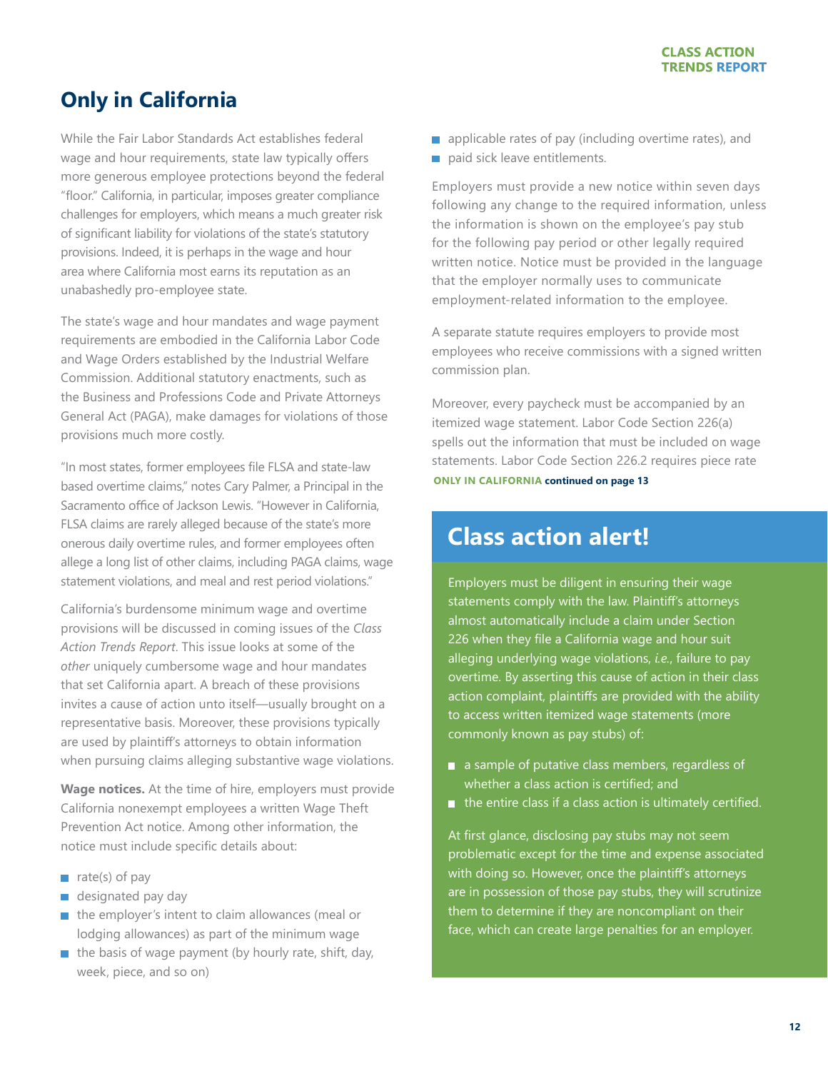# Only in California

While the Fair Labor Standards Act establishes federal wage and hour requirements, state law typically offers more generous employee protections beyond the federal "floor." California, in particular, imposes greater compliance challenges for employers, which means a much greater risk of significant liability for violations of the state's statutory provisions. Indeed, it is perhaps in the wage and hour area where California most earns its reputation as an unabashedly pro-employee state.

The state's wage and hour mandates and wage payment requirements are embodied in the California Labor Code and Wage Orders established by the Industrial Welfare Commission. Additional statutory enactments, such as the Business and Professions Code and Private Attorneys General Act (PAGA), make damages for violations of those provisions much more costly.

"In most states, former employees file FLSA and state-law based overtime claims," notes Cary Palmer, a Principal in the Sacramento office of Jackson Lewis. "However in California, FLSA claims are rarely alleged because of the state's more onerous daily overtime rules, and former employees often allege a long list of other claims, including PAGA claims, wage statement violations, and meal and rest period violations."

California's burdensome minimum wage and overtime provisions will be discussed in coming issues of the *Class Action Trends Report*. This issue looks at some of the *other* uniquely cumbersome wage and hour mandates that set California apart. A breach of these provisions invites a cause of action unto itself—usually brought on a representative basis. Moreover, these provisions typically are used by plaintiff's attorneys to obtain information when pursuing claims alleging substantive wage violations.

**Wage notices.** At the time of hire, employers must provide California nonexempt employees a written Wage Theft Prevention Act notice. Among other information, the notice must include specific details about:

- rate(s) of pay
- designated pay day
- the employer's intent to claim allowances (meal or lodging allowances) as part of the minimum wage
- the basis of wage payment (by hourly rate, shift, day, week, piece, and so on)
- applicable rates of pay (including overtime rates), and
- paid sick leave entitlements.

Employers must provide a new notice within seven days following any change to the required information, unless the information is shown on the employee's pay stub for the following pay period or other legally required written notice. Notice must be provided in the language that the employer normally uses to communicate employment-related information to the employee.

A separate statute requires employers to provide most employees who receive commissions with a signed written commission plan.

Moreover, every paycheck must be accompanied by an itemized wage statement. Labor Code Section 226(a) spells out the information that must be included on wage statements. Labor Code Section 226.2 requires piece rate

**ONLY IN CALIFORNIA continued on page 13**

## Class action alert!

Employers must be diligent in ensuring their wage statements comply with the law. Plaintiff's attorneys almost automatically include a claim under Section 226 when they file a California wage and hour suit alleging underlying wage violations, *i.e.*, failure to pay overtime. By asserting this cause of action in their class action complaint, plaintiffs are provided with the ability to access written itemized wage statements (more commonly known as pay stubs) of:

- a sample of putative class members, regardless of whether a class action is certified; and
- the entire class if a class action is ultimately certified.

At first glance, disclosing pay stubs may not seem problematic except for the time and expense associated with doing so. However, once the plaintiff's attorneys are in possession of those pay stubs, they will scrutinize them to determine if they are noncompliant on their face, which can create large penalties for an employer.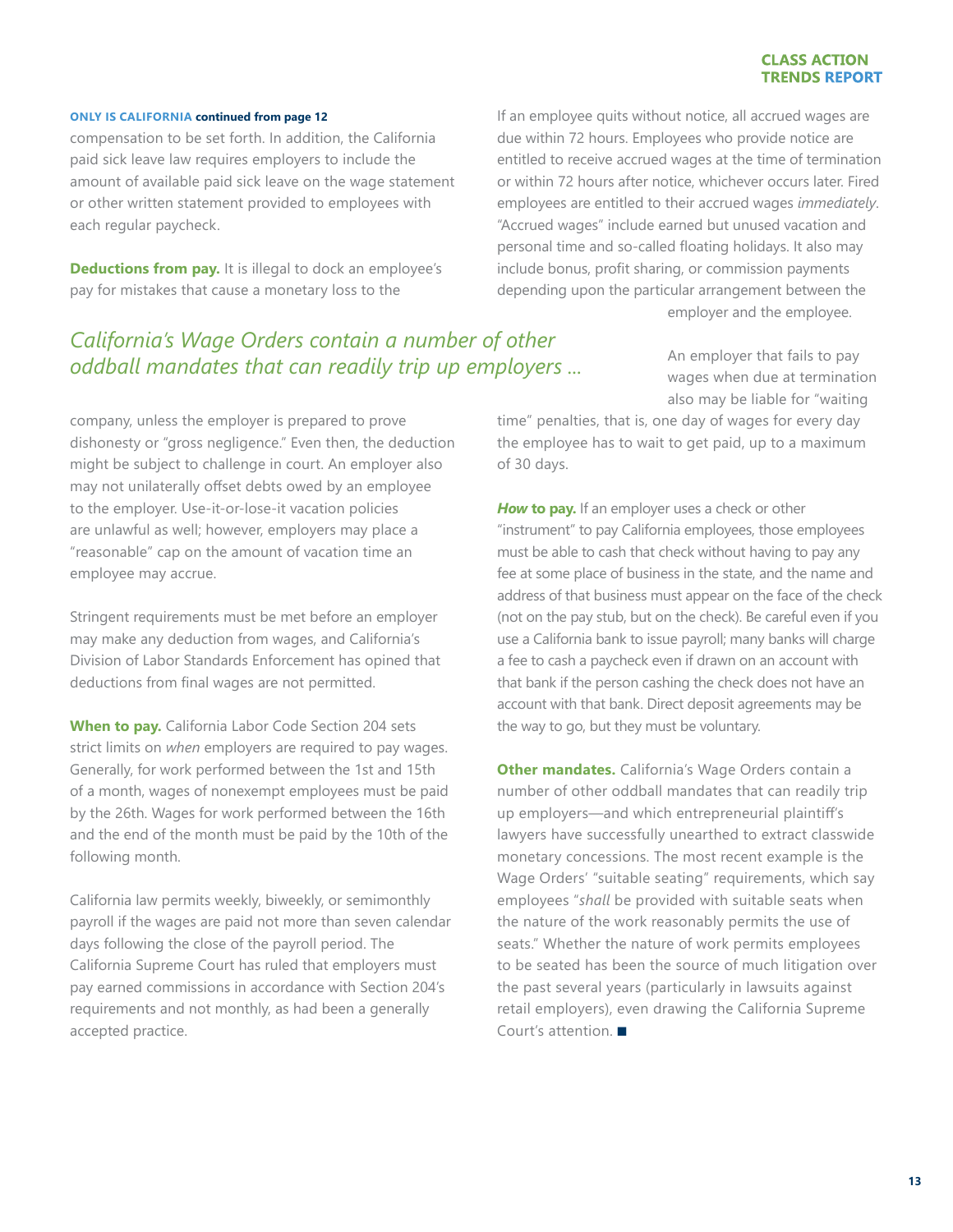**ONLY IS CALIFORNIA continued from page 12**

compensation to be set forth. In addition, the California paid sick leave law requires employers to include the amount of available paid sick leave on the wage statement or other written statement provided to employees with each regular paycheck.

**Deductions from pay.** It is illegal to dock an employee's pay for mistakes that cause a monetary loss to the company, unless the employer is prepared to prove dishonesty or "gross negligence." Even then, the deduction might be subject to challenge in court. An employer also may not unilaterally offset debts owed by an employee to the employer. Use-it-or-lose-it vacation policies are unlawful as well; however, employers may place a "reasonable" cap on the amount of vacation time an employee may accrue.

*California's Wage Orders contain a number of other oddball mandates that can readily trip up employers ...*

Stringent requirements must be met before an employer may make any deduction from wages, and California's Division of Labor Standards Enforcement has opined that deductions from final wages are not permitted.

**When to pay.** California Labor Code Section 204 sets strict limits on *when* employers are required to pay wages. Generally, for work performed between the 1st and 15th of a month, wages of nonexempt employees must be paid by the 26th. Wages for work performed between the 16th and the end of the month must be paid by the 10th of the following month.

California law permits weekly, biweekly, or semimonthly payroll if the wages are paid not more than seven calendar days following the close of the payroll period. The California Supreme Court has ruled that employers must pay earned commissions in accordance with Section 204's requirements and not monthly, as had been a generally accepted practice.

If an employee quits without notice, all accrued wages are due within 72 hours. Employees who provide notice are entitled to receive accrued wages at the time of termination or within 72 hours after notice, whichever occurs later. Fired employees are entitled to their accrued wages *immediately*. "Accrued wages" include earned but unused vacation and personal time and so-called floating holidays. It also may include bonus, profit sharing, or commission payments depending upon the particular arrangement between the employer and the employee.

An employer that fails to pay wages when due at termination also may be liable for "waiting time" penalties, that is, one day of wages for every day the employee has to wait to get paid, up to a maximum of 30 days.

***How* to pay.** If an employer uses a check or other "instrument" to pay California employees, those employees must be able to cash that check without having to pay any fee at some place of business in the state, and the name and address of that business must appear on the face of the check (not on the pay stub, but on the check). Be careful even if you use a California bank to issue payroll; many banks will charge a fee to cash a paycheck even if drawn on an account with that bank if the person cashing the check does not have an account with that bank. Direct deposit agreements may be the way to go, but they must be voluntary.

**Other mandates.** California's Wage Orders contain a number of other oddball mandates that can readily trip up employers—and which entrepreneurial plaintiff's lawyers have successfully unearthed to extract classwide monetary concessions. The most recent example is the Wage Orders' "suitable seating" requirements, which say employees "*shall* be provided with suitable seats when the nature of the work reasonably permits the use of seats." Whether the nature of work permits employees to be seated has been the source of much litigation over the past several years (particularly in lawsuits against retail employers), even drawing the California Supreme Court's attention. ■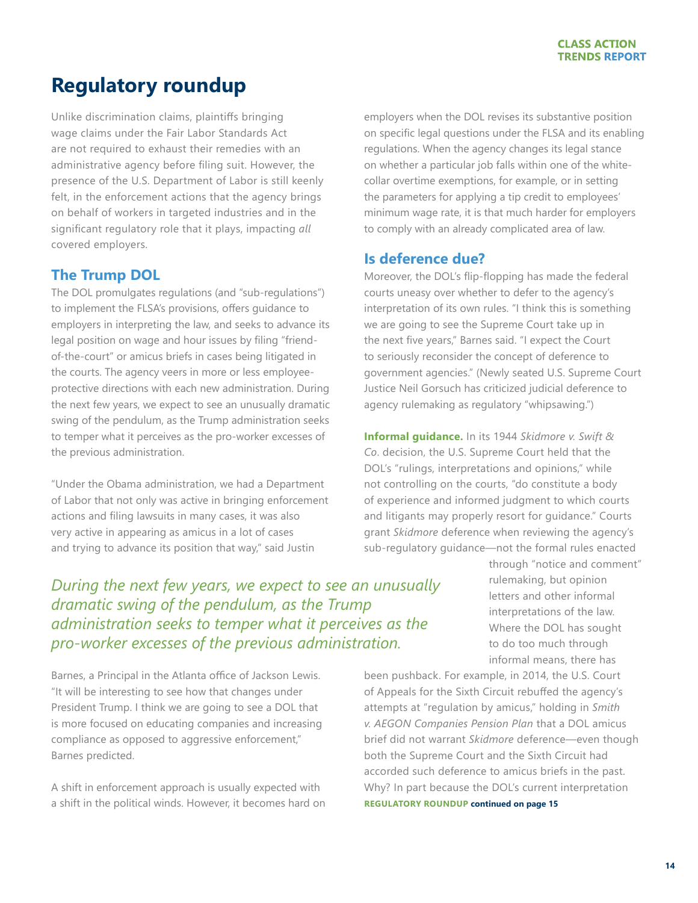# Regulatory roundup

Unlike discrimination claims, plaintiffs bringing wage claims under the Fair Labor Standards Act are not required to exhaust their remedies with an administrative agency before filing suit. However, the presence of the U.S. Department of Labor is still keenly felt, in the enforcement actions that the agency brings on behalf of workers in targeted industries and in the significant regulatory role that it plays, impacting *all* covered employers.

## The Trump DOL

The DOL promulgates regulations (and "sub-regulations") to implement the FLSA's provisions, offers guidance to employers in interpreting the law, and seeks to advance its legal position on wage and hour issues by filing "friend-of-the-court" or amicus briefs in cases being litigated in the courts. The agency veers in more or less employee-protective directions with each new administration. During the next few years, we expect to see an unusually dramatic swing of the pendulum, as the Trump administration seeks to temper what it perceives as the pro-worker excesses of the previous administration.

"Under the Obama administration, we had a Department of Labor that not only was active in bringing enforcement actions and filing lawsuits in many cases, it was also very active in appearing as amicus in a lot of cases and trying to advance its position that way," said Justin Barnes, a Principal in the Atlanta office of Jackson Lewis. "It will be interesting to see how that changes under President Trump. I think we are going to see a DOL that is more focused on educating companies and increasing compliance as opposed to aggressive enforcement," Barnes predicted.

*During the next few years, we expect to see an unusually dramatic swing of the pendulum, as the Trump administration seeks to temper what it perceives as the pro-worker excesses of the previous administration.*

A shift in enforcement approach is usually expected with a shift in the political winds. However, it becomes hard on employers when the DOL revises its substantive position on specific legal questions under the FLSA and its enabling regulations. When the agency changes its legal stance on whether a particular job falls within one of the white-collar overtime exemptions, for example, or in setting the parameters for applying a tip credit to employees' minimum wage rate, it is that much harder for employers to comply with an already complicated area of law.

## Is deference due?

Moreover, the DOL's flip-flopping has made the federal courts uneasy over whether to defer to the agency's interpretation of its own rules. "I think this is something we are going to see the Supreme Court take up in the next five years," Barnes said. "I expect the Court to seriously reconsider the concept of deference to government agencies." (Newly seated U.S. Supreme Court Justice Neil Gorsuch has criticized judicial deference to agency rulemaking as regulatory "whipsawing.")

**Informal guidance.** In its 1944 *Skidmore v. Swift & Co*. decision, the U.S. Supreme Court held that the DOL's "rulings, interpretations and opinions," while not controlling on the courts, "do constitute a body of experience and informed judgment to which courts and litigants may properly resort for guidance." Courts grant *Skidmore* deference when reviewing the agency's sub-regulatory guidance—not the formal rules enacted through "notice and comment" rulemaking, but opinion letters and other informal interpretations of the law. Where the DOL has sought to do too much through informal means, there has been pushback. For example, in 2014, the U.S. Court of Appeals for the Sixth Circuit rebuffed the agency's attempts at "regulation by amicus," holding in *Smith v. AEGON Companies Pension Plan* that a DOL amicus brief did not warrant *Skidmore* deference—even though both the Supreme Court and the Sixth Circuit had accorded such deference to amicus briefs in the past. Why? In part because the DOL's current interpretation

**REGULATORY ROUNDUP continued on page 15**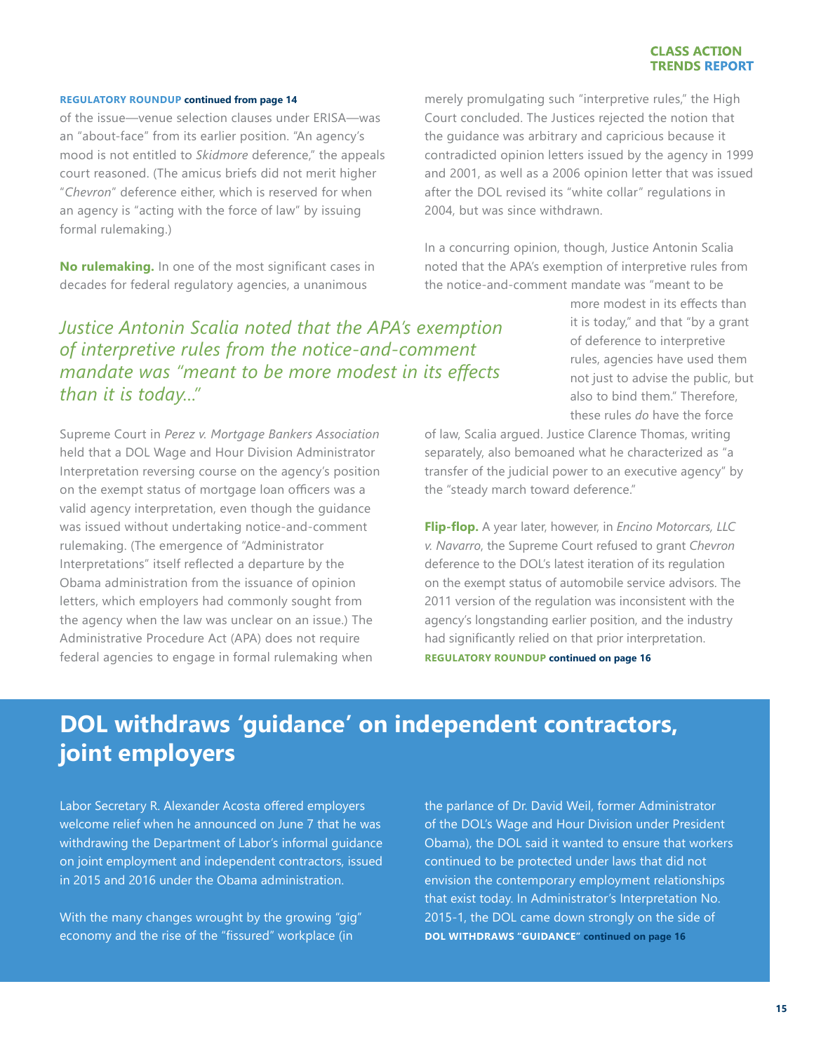**REGULATORY ROUNDUP continued from page 14**

of the issue—venue selection clauses under ERISA—was an "about-face" from its earlier position. "An agency's mood is not entitled to *Skidmore* deference," the appeals court reasoned. (The amicus briefs did not merit higher "*Chevron*" deference either, which is reserved for when an agency is "acting with the force of law" by issuing formal rulemaking.)

**No rulemaking.** In one of the most significant cases in decades for federal regulatory agencies, a unanimous Supreme Court in *Perez v. Mortgage Bankers Association* held that a DOL Wage and Hour Division Administrator Interpretation reversing course on the agency's position on the exempt status of mortgage loan officers was a valid agency interpretation, even though the guidance was issued without undertaking notice-and-comment rulemaking. (The emergence of "Administrator Interpretations" itself reflected a departure by the Obama administration from the issuance of opinion letters, which employers had commonly sought from the agency when the law was unclear on an issue.) The Administrative Procedure Act (APA) does not require federal agencies to engage in formal rulemaking when merely promulgating such "interpretive rules," the High Court concluded. The Justices rejected the notion that the guidance was arbitrary and capricious because it contradicted opinion letters issued by the agency in 1999 and 2001, as well as a 2006 opinion letter that was issued after the DOL revised its "white collar" regulations in 2004, but was since withdrawn.

*Justice Antonin Scalia noted that the APA's exemption of interpretive rules from the notice-and-comment mandate was "meant to be more modest in its effects than it is today..."*

In a concurring opinion, though, Justice Antonin Scalia noted that the APA's exemption of interpretive rules from the notice-and-comment mandate was "meant to be more modest in its effects than it is today," and that "by a grant of deference to interpretive rules, agencies have used them not just to advise the public, but also to bind them." Therefore, these rules *do* have the force of law, Scalia argued. Justice Clarence Thomas, writing separately, also bemoaned what he characterized as "a transfer of the judicial power to an executive agency" by the "steady march toward deference."

**Flip-flop.** A year later, however, in *Encino Motorcars, LLC v. Navarro*, the Supreme Court refused to grant *Chevron* deference to the DOL's latest iteration of its regulation on the exempt status of automobile service advisors. The 2011 version of the regulation was inconsistent with the agency's longstanding earlier position, and the industry had significantly relied on that prior interpretation.

**REGULATORY ROUNDUP continued on page 16**

## DOL withdraws 'guidance' on independent contractors, joint employers

Labor Secretary R. Alexander Acosta offered employers welcome relief when he announced on June 7 that he was withdrawing the Department of Labor's informal guidance on joint employment and independent contractors, issued in 2015 and 2016 under the Obama administration.

With the many changes wrought by the growing "gig" economy and the rise of the "fissured" workplace (in the parlance of Dr. David Weil, former Administrator of the DOL's Wage and Hour Division under President Obama), the DOL said it wanted to ensure that workers continued to be protected under laws that did not envision the contemporary employment relationships that exist today. In Administrator's Interpretation No. 2015-1, the DOL came down strongly on the side of

**DOL WITHDRAWS "GUIDANCE" continued on page 16**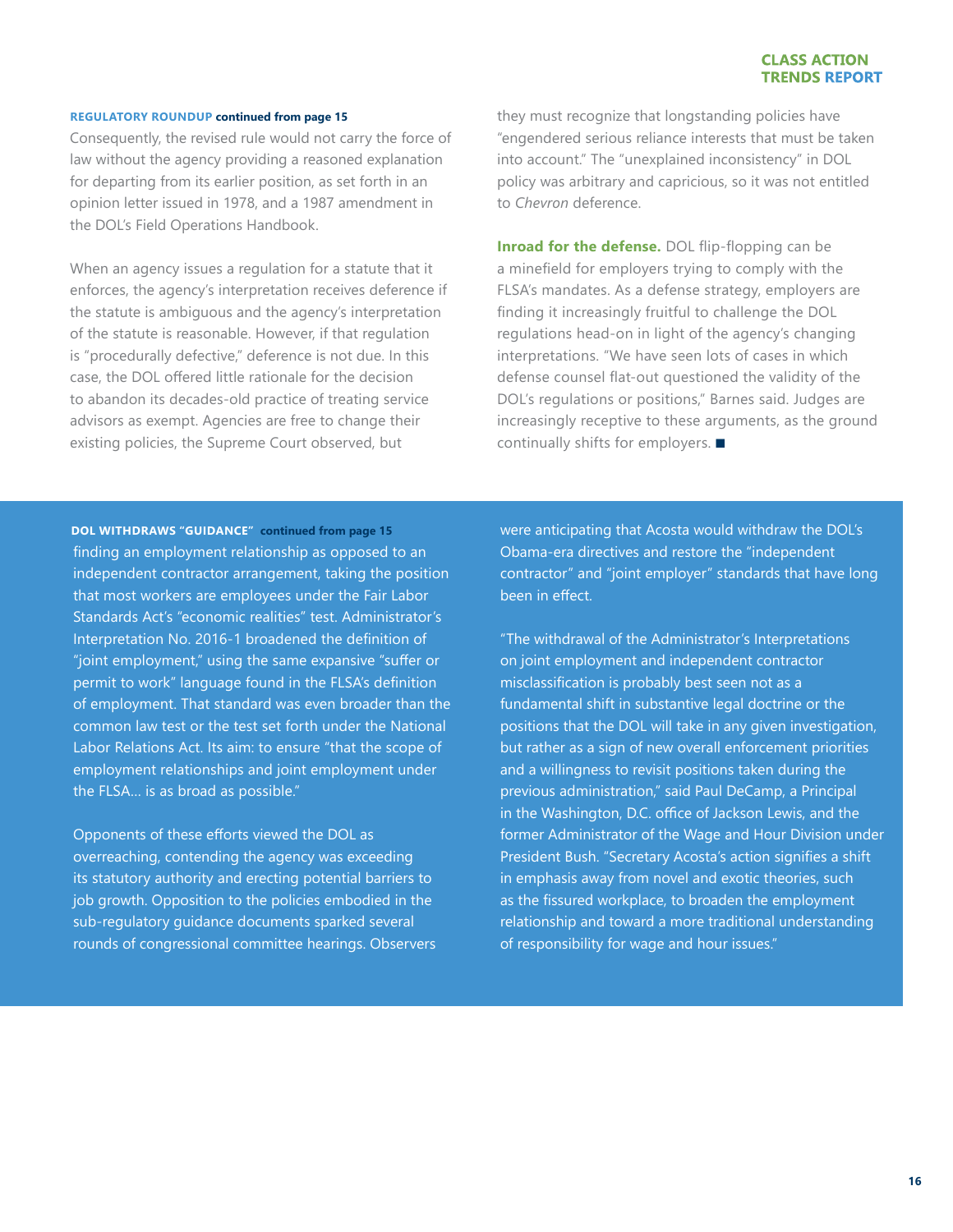**REGULATORY ROUNDUP continued from page 15**

Consequently, the revised rule would not carry the force of law without the agency providing a reasoned explanation for departing from its earlier position, as set forth in an opinion letter issued in 1978, and a 1987 amendment in the DOL's Field Operations Handbook.

When an agency issues a regulation for a statute that it enforces, the agency's interpretation receives deference if the statute is ambiguous and the agency's interpretation of the statute is reasonable. However, if that regulation is "procedurally defective," deference is not due. In this case, the DOL offered little rationale for the decision to abandon its decades-old practice of treating service advisors as exempt. Agencies are free to change their existing policies, the Supreme Court observed, but they must recognize that longstanding policies have "engendered serious reliance interests that must be taken into account." The "unexplained inconsistency" in DOL policy was arbitrary and capricious, so it was not entitled to *Chevron* deference.

**Inroad for the defense.** DOL flip-flopping can be a minefield for employers trying to comply with the FLSA's mandates. As a defense strategy, employers are finding it increasingly fruitful to challenge the DOL regulations head-on in light of the agency's changing interpretations. "We have seen lots of cases in which defense counsel flat-out questioned the validity of the DOL's regulations or positions," Barnes said. Judges are increasingly receptive to these arguments, as the ground continually shifts for employers. ■

**DOL WITHDRAWS "GUIDANCE" continued from page 15**

finding an employment relationship as opposed to an independent contractor arrangement, taking the position that most workers are employees under the Fair Labor Standards Act's "economic realities" test. Administrator's Interpretation No. 2016-1 broadened the definition of "joint employment," using the same expansive "suffer or permit to work" language found in the FLSA's definition of employment. That standard was even broader than the common law test or the test set forth under the National Labor Relations Act. Its aim: to ensure "that the scope of employment relationships and joint employment under the FLSA... is as broad as possible."

Opponents of these efforts viewed the DOL as overreaching, contending the agency was exceeding its statutory authority and erecting potential barriers to job growth. Opposition to the policies embodied in the sub-regulatory guidance documents sparked several rounds of congressional committee hearings. Observers were anticipating that Acosta would withdraw the DOL's Obama-era directives and restore the "independent contractor" and "joint employer" standards that have long been in effect.

"The withdrawal of the Administrator's Interpretations on joint employment and independent contractor misclassification is probably best seen not as a fundamental shift in substantive legal doctrine or the positions that the DOL will take in any given investigation, but rather as a sign of new overall enforcement priorities and a willingness to revisit positions taken during the previous administration," said Paul DeCamp, a Principal in the Washington, D.C. office of Jackson Lewis, and the former Administrator of the Wage and Hour Division under President Bush. "Secretary Acosta's action signifies a shift in emphasis away from novel and exotic theories, such as the fissured workplace, to broaden the employment relationship and toward a more traditional understanding of responsibility for wage and hour issues."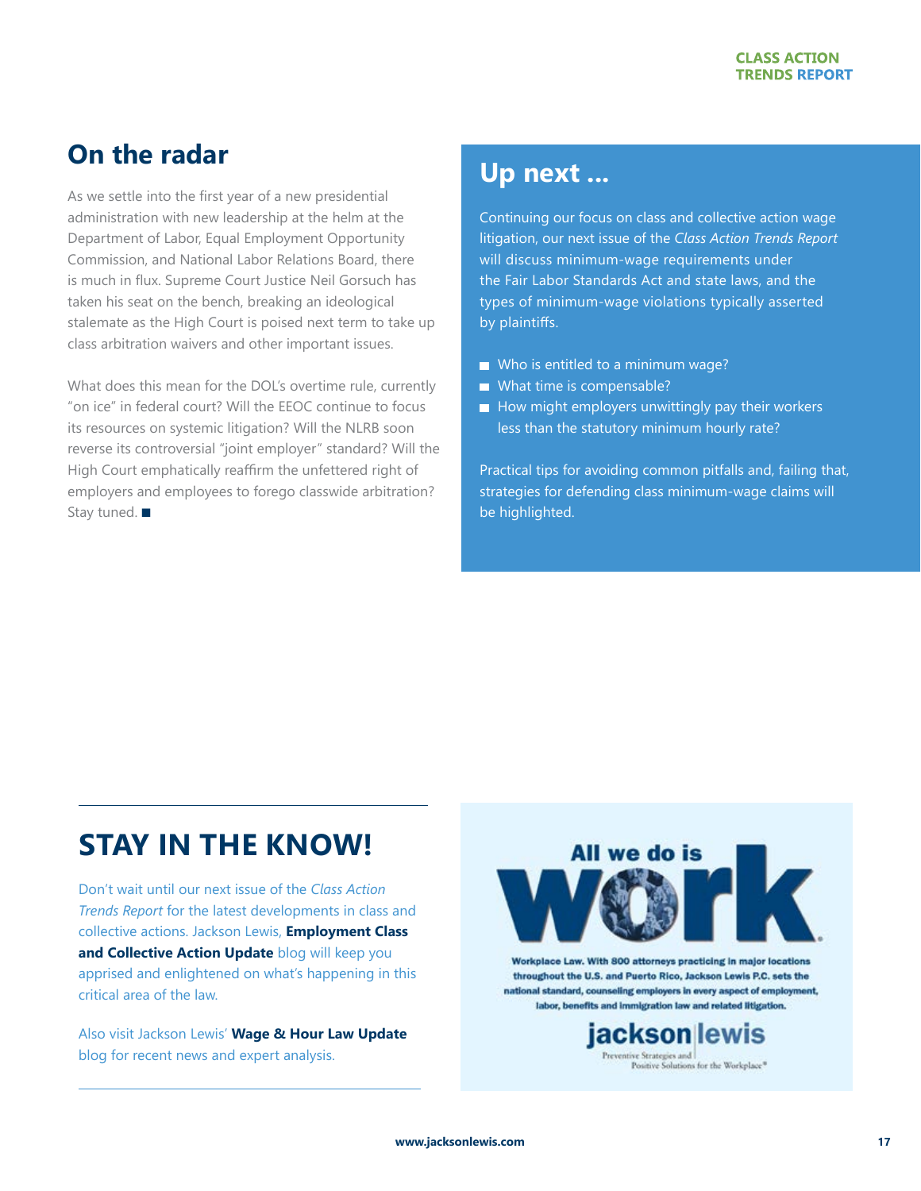## On the radar

As we settle into the first year of a new presidential administration with new leadership at the helm at the Department of Labor, Equal Employment Opportunity Commission, and National Labor Relations Board, there is much in flux. Supreme Court Justice Neil Gorsuch has taken his seat on the bench, breaking an ideological stalemate as the High Court is poised next term to take up class arbitration waivers and other important issues.

What does this mean for the DOL's overtime rule, currently "on ice" in federal court? Will the EEOC continue to focus its resources on systemic litigation? Will the NLRB soon reverse its controversial "joint employer" standard? Will the High Court emphatically reaffirm the unfettered right of employers and employees to forego classwide arbitration? Stay tuned. ■

## Up next ...

Continuing our focus on class and collective action wage litigation, our next issue of the *Class Action Trends Report* will discuss minimum-wage requirements under the Fair Labor Standards Act and state laws, and the types of minimum-wage violations typically asserted by plaintiffs.

- Who is entitled to a minimum wage?
- What time is compensable?
- How might employers unwittingly pay their workers less than the statutory minimum hourly rate?

Practical tips for avoiding common pitfalls and, failing that, strategies for defending class minimum-wage claims will be highlighted.

## STAY IN THE KNOW!

Don't wait until our next issue of the *Class Action Trends Report* for the latest developments in class and collective actions. Jackson Lewis, **Employment Class and Collective Action Update** blog will keep you apprised and enlightened on what's happening in this critical area of the law.

Also visit Jackson Lewis' **Wage & Hour Law Update** blog for recent news and expert analysis.

All we do is work

Workplace Law. With 800 attorneys practicing in major locations throughout the U.S. and Puerto Rico, Jackson Lewis P.C. sets the national standard, counseling employers in every aspect of employment, labor, benefits and immigration law and related litigation.

jackson lewis

Preventive Strategies and Positive Solutions for the Workplace®

www.jacksonlewis.com